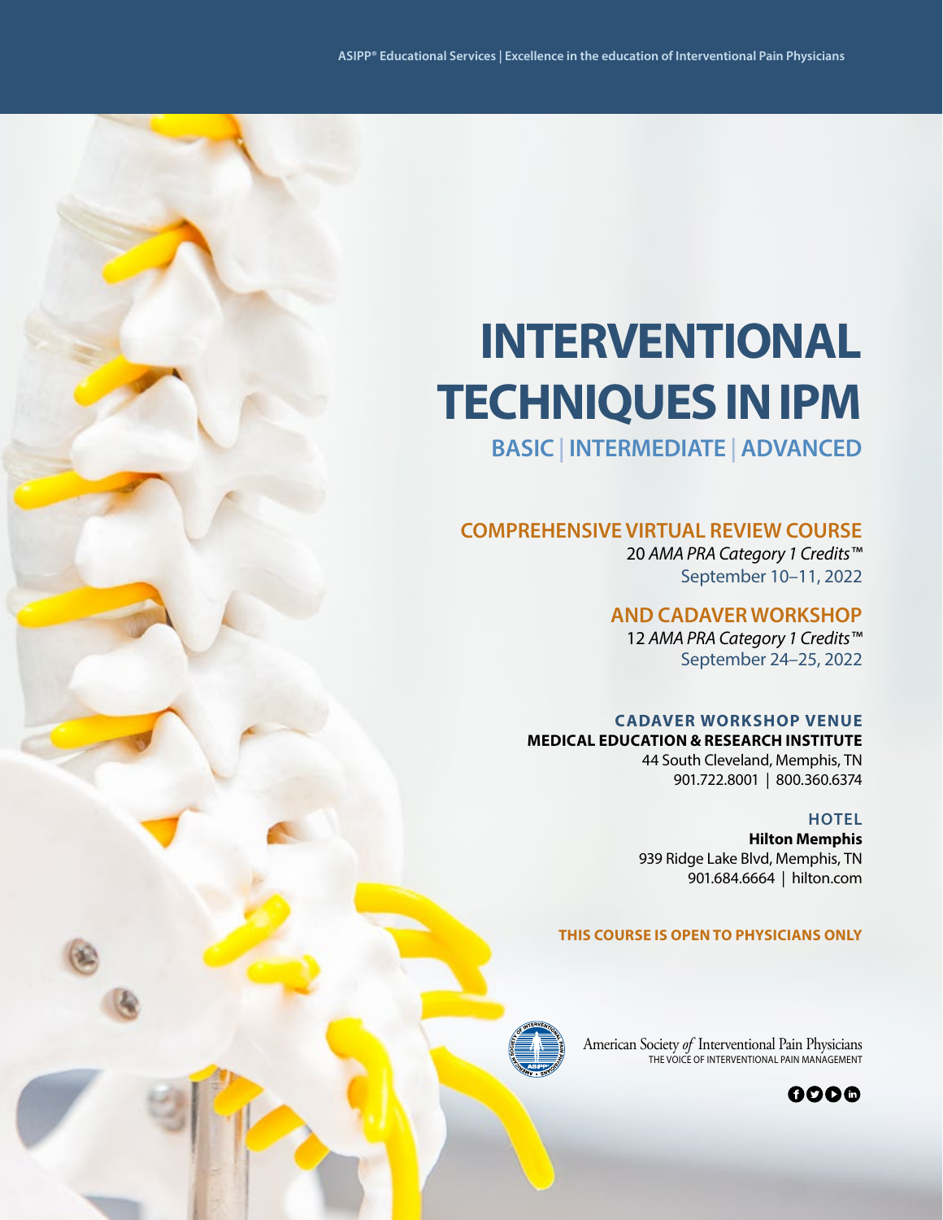ASIPP® Educational Services | Excellence in the education of Interventional Pain Physicians

# INTERVENTIONAL TECHNIQUES IN IPM

## BASIC | INTERMEDIATE | ADVANCED

### COMPREHENSIVE VIRTUAL REVIEW COURSE

20 *AMA PRA Category 1 Credits™*
September 10–11, 2022

### AND CADAVER WORKSHOP

12 *AMA PRA Category 1 Credits™*
September 24–25, 2022

**CADAVER WORKSHOP VENUE**

**MEDICAL EDUCATION & RESEARCH INSTITUTE**
44 South Cleveland, Memphis, TN
901.722.8001 | 800.360.6374

**HOTEL**

**Hilton Memphis**
939 Ridge Lake Blvd, Memphis, TN
901.684.6664 | hilton.com

**THIS COURSE IS OPEN TO PHYSICIANS ONLY**

American Society *of* Interventional Pain Physicians
THE VOICE OF INTERVENTIONAL PAIN MANAGEMENT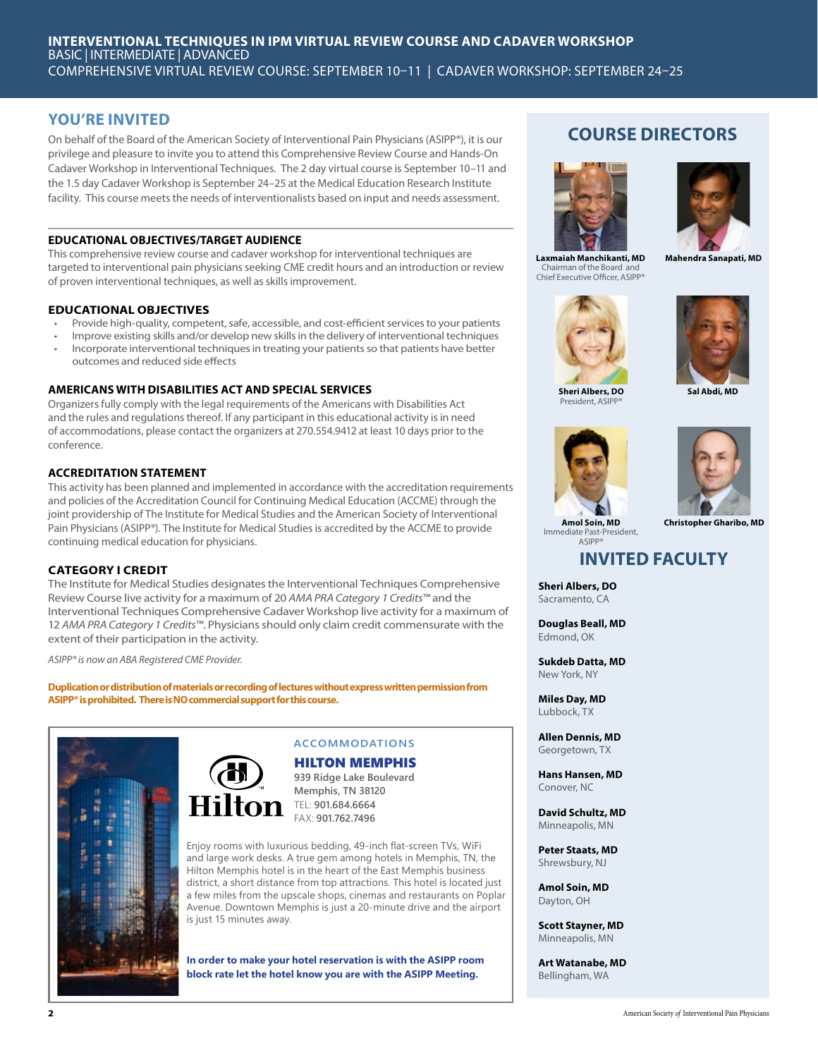# INTERVENTIONAL TECHNIQUES IN IPM VIRTUAL REVIEW COURSE AND CADAVER WORKSHOP

BASIC | INTERMEDIATE | ADVANCED

COMPREHENSIVE VIRTUAL REVIEW COURSE: SEPTEMBER 10–11 | CADAVER WORKSHOP: SEPTEMBER 24–25

## YOU'RE INVITED

On behalf of the Board of the American Society of Interventional Pain Physicians (ASIPP®), it is our privilege and pleasure to invite you to attend this Comprehensive Review Course and Hands-On Cadaver Workshop in Interventional Techniques. The 2 day virtual course is September 10–11 and the 1.5 day Cadaver Workshop is September 24–25 at the Medical Education Research Institute facility. This course meets the needs of interventionalists based on input and needs assessment.

### EDUCATIONAL OBJECTIVES/TARGET AUDIENCE

This comprehensive review course and cadaver workshop for interventional techniques are targeted to interventional pain physicians seeking CME credit hours and an introduction or review of proven interventional techniques, as well as skills improvement.

### EDUCATIONAL OBJECTIVES

- Provide high-quality, competent, safe, accessible, and cost-efficient services to your patients
- Improve existing skills and/or develop new skills in the delivery of interventional techniques
- Incorporate interventional techniques in treating your patients so that patients have better outcomes and reduced side effects

### AMERICANS WITH DISABILITIES ACT AND SPECIAL SERVICES

Organizers fully comply with the legal requirements of the Americans with Disabilities Act and the rules and regulations thereof. If any participant in this educational activity is in need of accommodations, please contact the organizers at 270.554.9412 at least 10 days prior to the conference.

### ACCREDITATION STATEMENT

This activity has been planned and implemented in accordance with the accreditation requirements and policies of the Accreditation Council for Continuing Medical Education (ACCME) through the joint providership of The Institute for Medical Studies and the American Society of Interventional Pain Physicians (ASIPP®). The Institute for Medical Studies is accredited by the ACCME to provide continuing medical education for physicians.

### CATEGORY I CREDIT

The Institute for Medical Studies designates the Interventional Techniques Comprehensive Review Course live activity for a maximum of 20 *AMA PRA Category 1 Credits*™ and the Interventional Techniques Comprehensive Cadaver Workshop live activity for a maximum of 12 *AMA PRA Category 1 Credits*™. Physicians should only claim credit commensurate with the extent of their participation in the activity.

*ASIPP® is now an ABA Registered CME Provider.*

**Duplication or distribution of materials or recording of lectures without express written permission from ASIPP® is prohibited. There is NO commercial support for this course.**

### ACCOMMODATIONS

**HILTON MEMPHIS**

939 Ridge Lake Boulevard
Memphis, TN 38120
TEL: 901.684.6664
FAX: 901.762.7496

Enjoy rooms with luxurious bedding, 49-inch flat-screen TVs, WiFi and large work desks. A true gem among hotels in Memphis, TN, the Hilton Memphis hotel is in the heart of the East Memphis business district, a short distance from top attractions. This hotel is located just a few miles from the upscale shops, cinemas and restaurants on Poplar Avenue. Downtown Memphis is just a 20-minute drive and the airport is just 15 minutes away.

**In order to make your hotel reservation is with the ASIPP room block rate let the hotel know you are with the ASIPP Meeting.**

## COURSE DIRECTORS

**Laxmaiah Manchikanti, MD**
Chairman of the Board and Chief Executive Officer, ASIPP®

**Mahendra Sanapati, MD**

**Sheri Albers, DO**
President, ASIPP®

**Sal Abdi, MD**

**Amol Soin, MD**
Immediate Past-President, ASIPP®

**Christopher Gharibo, MD**

## INVITED FACULTY

**Sheri Albers, DO**
Sacramento, CA

**Douglas Beall, MD**
Edmond, OK

**Sukdeb Datta, MD**
New York, NY

**Miles Day, MD**
Lubbock, TX

**Allen Dennis, MD**
Georgetown, TX

**Hans Hansen, MD**
Conover, NC

**David Schultz, MD**
Minneapolis, MN

**Peter Staats, MD**
Shrewsbury, NJ

**Amol Soin, MD**
Dayton, OH

**Scott Stayner, MD**
Minneapolis, MN

**Art Watanabe, MD**
Bellingham, WA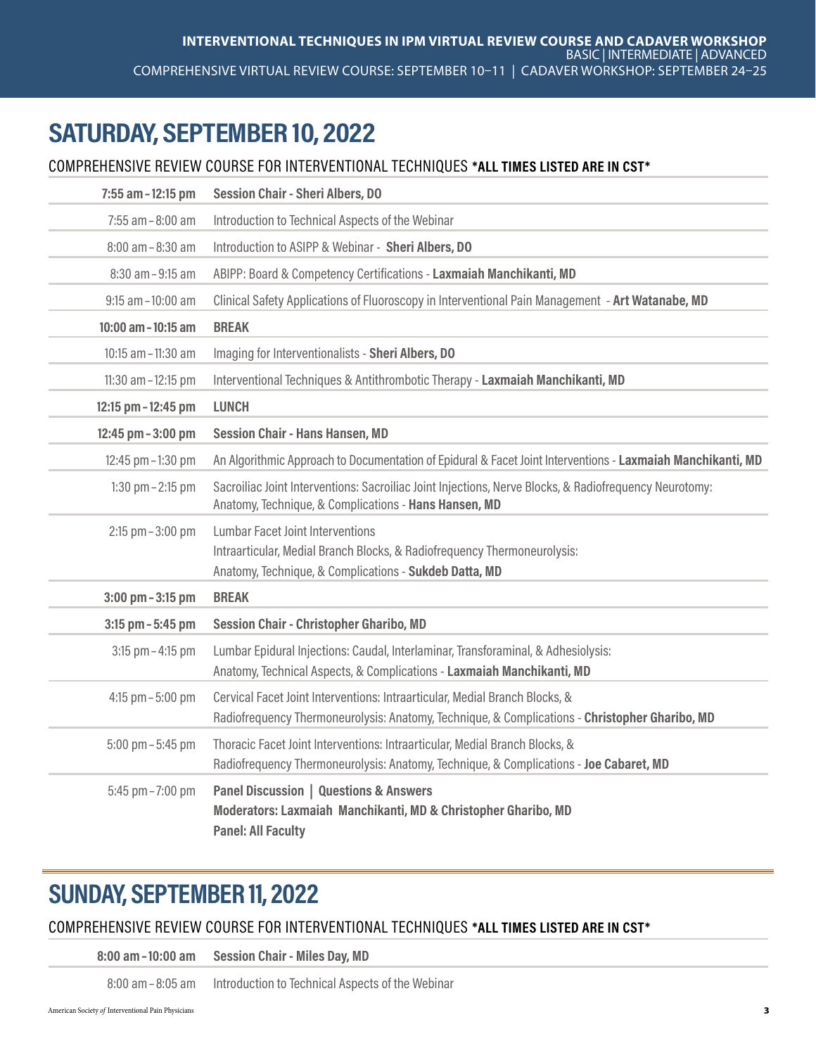## SATURDAY, SEPTEMBER 10, 2022

COMPREHENSIVE REVIEW COURSE FOR INTERVENTIONAL TECHNIQUES **\*ALL TIMES LISTED ARE IN CST\***

| | |
|---|---|
| **7:55 am – 12:15 pm** | **Session Chair - Sheri Albers, DO** |
| 7:55 am – 8:00 am | Introduction to Technical Aspects of the Webinar |
| 8:00 am – 8:30 am | Introduction to ASIPP & Webinar - **Sheri Albers, DO** |
| 8:30 am – 9:15 am | ABIPP: Board & Competency Certifications - **Laxmaiah Manchikanti, MD** |
| 9:15 am – 10:00 am | Clinical Safety Applications of Fluoroscopy in Interventional Pain Management - **Art Watanabe, MD** |
| **10:00 am – 10:15 am** | **BREAK** |
| 10:15 am – 11:30 am | Imaging for Interventionalists - **Sheri Albers, DO** |
| 11:30 am – 12:15 pm | Interventional Techniques & Antithrombotic Therapy - **Laxmaiah Manchikanti, MD** |
| **12:15 pm – 12:45 pm** | **LUNCH** |
| **12:45 pm – 3:00 pm** | **Session Chair - Hans Hansen, MD** |
| 12:45 pm – 1:30 pm | An Algorithmic Approach to Documentation of Epidural & Facet Joint Interventions - **Laxmaiah Manchikanti, MD** |
| 1:30 pm – 2:15 pm | Sacroiliac Joint Interventions: Sacroiliac Joint Injections, Nerve Blocks, & Radiofrequency Neurotomy: Anatomy, Technique, & Complications - **Hans Hansen, MD** |
| 2:15 pm – 3:00 pm | Lumbar Facet Joint Interventions<br>Intraarticular, Medial Branch Blocks, & Radiofrequency Thermoneurolysis:<br>Anatomy, Technique, & Complications - **Sukdeb Datta, MD** |
| **3:00 pm – 3:15 pm** | **BREAK** |
| **3:15 pm – 5:45 pm** | **Session Chair - Christopher Gharibo, MD** |
| 3:15 pm – 4:15 pm | Lumbar Epidural Injections: Caudal, Interlaminar, Transforaminal, & Adhesiolysis:<br>Anatomy, Technical Aspects, & Complications - **Laxmaiah Manchikanti, MD** |
| 4:15 pm – 5:00 pm | Cervical Facet Joint Interventions: Intraarticular, Medial Branch Blocks, &<br>Radiofrequency Thermoneurolysis: Anatomy, Technique, & Complications - **Christopher Gharibo, MD** |
| 5:00 pm – 5:45 pm | Thoracic Facet Joint Interventions: Intraarticular, Medial Branch Blocks, &<br>Radiofrequency Thermoneurolysis: Anatomy, Technique, & Complications - **Joe Cabaret, MD** |
| 5:45 pm – 7:00 pm | **Panel Discussion \| Questions & Answers**<br>**Moderators: Laxmaiah Manchikanti, MD & Christopher Gharibo, MD**<br>**Panel: All Faculty** |

## SUNDAY, SEPTEMBER 11, 2022

COMPREHENSIVE REVIEW COURSE FOR INTERVENTIONAL TECHNIQUES **\*ALL TIMES LISTED ARE IN CST\***

| | |
|---|---|
| **8:00 am – 10:00 am** | **Session Chair - Miles Day, MD** |
| 8:00 am – 8:05 am | Introduction to Technical Aspects of the Webinar |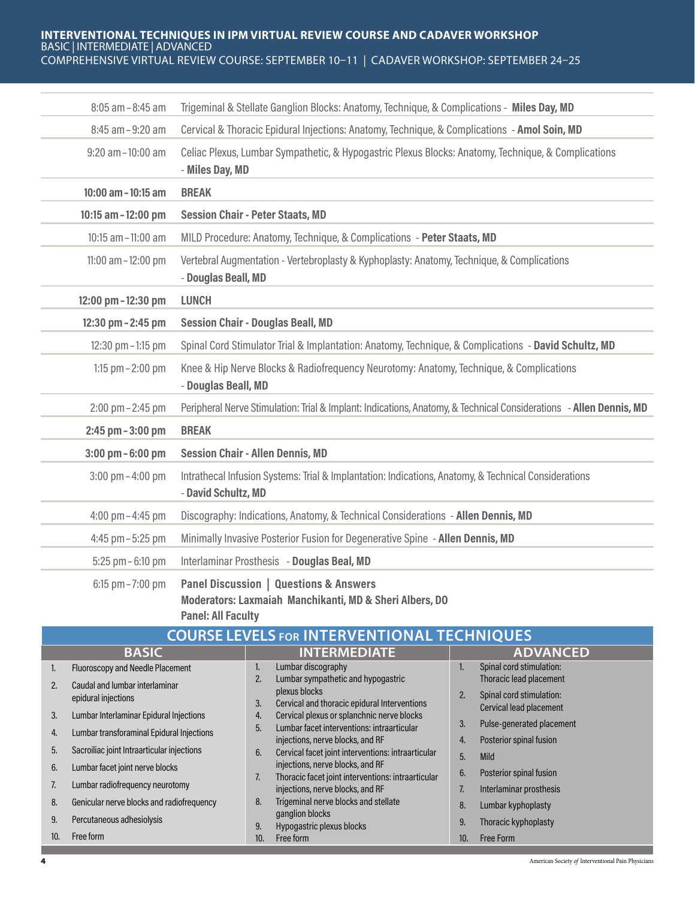# INTERVENTIONAL TECHNIQUES IN IPM VIRTUAL REVIEW COURSE AND CADAVER WORKSHOP

BASIC | INTERMEDIATE | ADVANCED

COMPREHENSIVE VIRTUAL REVIEW COURSE: SEPTEMBER 10–11 | CADAVER WORKSHOP: SEPTEMBER 24–25

| Time | Session |
|---|---|
| 8:05 am – 8:45 am | Trigeminal & Stellate Ganglion Blocks: Anatomy, Technique, & Complications - **Miles Day, MD** |
| 8:45 am – 9:20 am | Cervical & Thoracic Epidural Injections: Anatomy, Technique, & Complications - **Amol Soin, MD** |
| 9:20 am – 10:00 am | Celiac Plexus, Lumbar Sympathetic, & Hypogastric Plexus Blocks: Anatomy, Technique, & Complications - **Miles Day, MD** |
| **10:00 am – 10:15 am** | **BREAK** |
| **10:15 am – 12:00 pm** | **Session Chair - Peter Staats, MD** |
| 10:15 am – 11:00 am | MILD Procedure: Anatomy, Technique, & Complications - **Peter Staats, MD** |
| 11:00 am – 12:00 pm | Vertebral Augmentation - Vertebroplasty & Kyphoplasty: Anatomy, Technique, & Complications - **Douglas Beall, MD** |
| **12:00 pm – 12:30 pm** | **LUNCH** |
| **12:30 pm – 2:45 pm** | **Session Chair - Douglas Beall, MD** |
| 12:30 pm – 1:15 pm | Spinal Cord Stimulator Trial & Implantation: Anatomy, Technique, & Complications - **David Schultz, MD** |
| 1:15 pm – 2:00 pm | Knee & Hip Nerve Blocks & Radiofrequency Neurotomy: Anatomy, Technique, & Complications - **Douglas Beall, MD** |
| 2:00 pm – 2:45 pm | Peripheral Nerve Stimulation: Trial & Implant: Indications, Anatomy, & Technical Considerations - **Allen Dennis, MD** |
| **2:45 pm – 3:00 pm** | **BREAK** |
| **3:00 pm – 6:00 pm** | **Session Chair - Allen Dennis, MD** |
| 3:00 pm – 4:00 pm | Intrathecal Infusion Systems: Trial & Implantation: Indications, Anatomy, & Technical Considerations - **David Schultz, MD** |
| 4:00 pm – 4:45 pm | Discography: Indications, Anatomy, & Technical Considerations - **Allen Dennis, MD** |
| 4:45 pm – 5:25 pm | Minimally Invasive Posterior Fusion for Degenerative Spine - **Allen Dennis, MD** |
| 5:25 pm – 6:10 pm | Interlaminar Prosthesis - **Douglas Beal, MD** |
| 6:15 pm – 7:00 pm | **Panel Discussion \| Questions & Answers**<br>**Moderators: Laxmaiah Manchikanti, MD & Sheri Albers, DO**<br>**Panel: All Faculty** |

## COURSE LEVELS FOR INTERVENTIONAL TECHNIQUES

| BASIC | INTERMEDIATE | ADVANCED |
|---|---|---|
| 1. Fluoroscopy and Needle Placement | 1. Lumbar discography | 1. Spinal cord stimulation: Thoracic lead placement |
| 2. Caudal and lumbar interlaminar epidural injections | 2. Lumbar sympathetic and hypogastric plexus blocks | 2. Spinal cord stimulation: Cervical lead placement |
| 3. Lumbar Interlaminar Epidural Injections | 3. Cervical and thoracic epidural Interventions | 3. Pulse-generated placement |
| 4. Lumbar transforaminal Epidural Injections | 4. Cervical plexus or splanchnic nerve blocks | 4. Posterior spinal fusion |
| 5. Sacroiliac joint Intraarticular injections | 5. Lumbar facet interventions: intraarticular injections, nerve blocks, and RF | 5. Mild |
| 6. Lumbar facet joint nerve blocks | 6. Cervical facet joint interventions: intraarticular injections, nerve blocks, and RF | 6. Posterior spinal fusion |
| 7. Lumbar radiofrequency neurotomy | 7. Thoracic facet joint interventions: intraarticular injections, nerve blocks, and RF | 7. Interlaminar prosthesis |
| 8. Genicular nerve blocks and radiofrequency | 8. Trigeminal nerve blocks and stellate ganglion blocks | 8. Lumbar kyphoplasty |
| 9. Percutaneous adhesiolysis | 9. Hypogastric plexus blocks | 9. Thoracic kyphoplasty |
| 10. Free form | 10. Free form | 10. Free Form |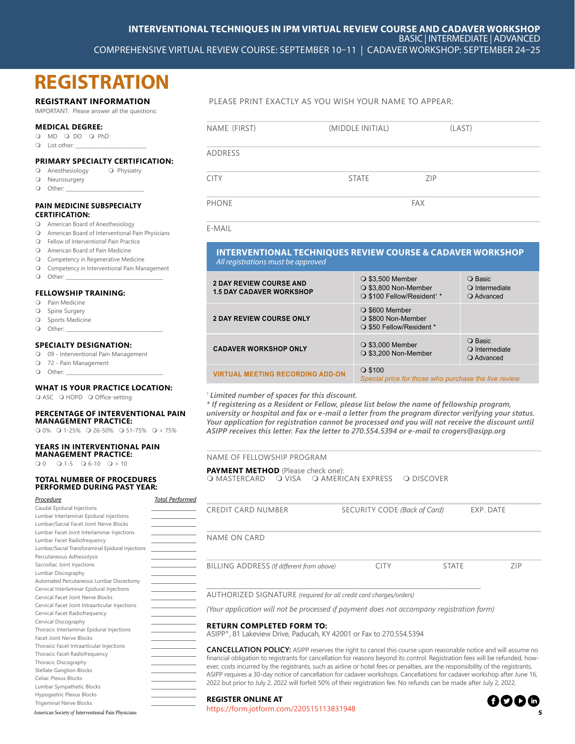**INTERVENTIONAL TECHNIQUES IN IPM VIRTUAL REVIEW COURSE AND CADAVER WORKSHOP**
BASIC | INTERMEDIATE | ADVANCED
COMPREHENSIVE VIRTUAL REVIEW COURSE: SEPTEMBER 10–11 | CADAVER WORKSHOP: SEPTEMBER 24–25

# REGISTRATION

### REGISTRANT INFORMATION

IMPORTANT. Please answer all the questions:

**MEDICAL DEGREE:**
- ❍ MD ❍ DO ❍ PhD
- ❍ List other: ______________________

**PRIMARY SPECIALTY CERTIFICATION:**
- ❍ Anesthesiology ❍ Physiatry
- ❍ Neurosurgery
- ❍ Other: ______________________

**PAIN MEDICINE SUBSPECIALTY CERTIFICATION:**
- ❍ American Board of Anesthesiology
- ❍ American Board of Interventional Pain Physicians
- ❍ Fellow of Interventional Pain Practice
- ❍ American Board of Pain Medicine
- ❍ Competency in Regenerative Medicine
- ❍ Competency in Interventional Pain Management
- ❍ Other: ______________________

**FELLOWSHIP TRAINING:**
- ❍ Pain Medicine
- ❍ Spine Surgery
- ❍ Sports Medicine
- ❍ Other: ______________________

**SPECIALTY DESIGNATION:**
- ❍ 09 - Interventional Pain Management
- ❍ 72 - Pain Management
- ❍ Other: ______________________

**WHAT IS YOUR PRACTICE LOCATION:**
❍ ASC ❍ HOPD ❍ Office-setting

**PERCENTAGE OF INTERVENTIONAL PAIN MANAGEMENT PRACTICE:**
❍ 0% ❍ 1-25% ❍ 26-50% ❍ 51-75% ❍ > 75%

**YEARS IN INTERVENTIONAL PAIN MANAGEMENT PRACTICE:**
❍ 0 ❍ 1-5 ❍ 6-10 ❍ > 10

**TOTAL NUMBER OF PROCEDURES PERFORMED DURING PAST YEAR:**

| *Procedure* | *Total Performed* |
|---|---|
| Caudal Epidural Injections | ________ |
| Lumbar Interlaminar Epidural Injections | ________ |
| Lumbar/Sacral Facet Joint Nerve Blocks | ________ |
| Lumbar Facet Joint Interlaminar Injections | ________ |
| Lumbar Facet Radiofrequency | ________ |
| Lumbar/Sacral Transforaminal Epidural Injections | ________ |
| Percutaneous Adhesiolysis | ________ |
| Sacroiliac Joint Injections | ________ |
| Lumbar Discography | ________ |
| Automated Percutaneous Lumbar Discectomy | ________ |
| Cervical Interlaminar Epidural Injections | ________ |
| Cervical Facet Joint Nerve Blocks | ________ |
| Cervical Facet Joint Intraarticular Injections | ________ |
| Cervical Facet Radiofrequency | ________ |
| Cervical Discography | ________ |
| Thoracic Interlaminar Epidural Injections | ________ |
| Facet Joint Nerve Blocks | ________ |
| Thoracic Facet Intraarticular Injections | ________ |
| Thoracic Facet Radiofrequency | ________ |
| Thoracic Discography | ________ |
| Stellate Ganglion Blocks | ________ |
| Celiac Plexus Blocks | ________ |
| Lumbar Sympathetic Blocks | ________ |
| Hypogastric Plexus Blocks | ________ |
| Trigeminal Nerve Blocks | ________ |

PLEASE PRINT EXACTLY AS YOU WISH YOUR NAME TO APPEAR:

NAME (FIRST) ______ (MIDDLE INITIAL) ______ (LAST) ______

ADDRESS ______________________

CITY ______ STATE ______ ZIP ______

PHONE ______ FAX ______

E-MAIL ______________________

### INTERVENTIONAL TECHNIQUES REVIEW COURSE & CADAVER WORKSHOP

*All registrations must be approved*

| Registration | Fee | Level |
|---|---|---|
| **2 DAY REVIEW COURSE AND 1.5 DAY CADAVER WORKSHOP** | ❍ $3,500 Member<br>❍ $3,800 Non-Member<br>❍ $100 Fellow/Resident† * | ❍ Basic<br>❍ Intermediate<br>❍ Advanced |
| **2 DAY REVIEW COURSE ONLY** | ❍ $600 Member<br>❍ $800 Non-Member<br>❍ $50 Fellow/Resident * | |
| **CADAVER WORKSHOP ONLY** | ❍ $3,000 Member<br>❍ $3,200 Non-Member | ❍ Basic<br>❍ Intermediate<br>❍ Advanced |
| **VIRTUAL MEETING RECORDING ADD-ON** | ❍ $100<br>*Special price for those who purchase the live review* | |

† *Limited number of spaces for this discount.*

*** If registering as a Resident or Fellow, please list below the name of fellowship program, university or hospital and fax or e-mail a letter from the program director verifying your status. Your application for registration cannot be processed and you will not receive the discount until ASIPP receives this letter. Fax the letter to 270.554.5394 or e-mail to crogers@asipp.org***

NAME OF FELLOWSHIP PROGRAM ______________________

**PAYMENT METHOD** (Please check one):
❍ MASTERCARD ❍ VISA ❍ AMERICAN EXPRESS ❍ DISCOVER

CREDIT CARD NUMBER ______ SECURITY CODE *(Back of Card)* ______ EXP. DATE ______

NAME ON CARD ______________________

BILLING ADDRESS *(If different from above)* ______ CITY ______ STATE ______ ZIP ______

______________________
AUTHORIZED SIGNATURE *(required for all credit card charges/orders)*

*(Your application will not be processed if payment does not accompany registration form)*

**RETURN COMPLETED FORM TO:**
ASIPP®, 81 Lakeview Drive, Paducah, KY 42001 or Fax to 270.554.5394

**CANCELLATION POLICY:** ASIPP reserves the right to cancel this course upon reasonable notice and will assume no financial obligation to registrants for cancellation for reasons beyond its control. Registration fees will be refunded, however, costs incurred by the registrants, such as airline or hotel fees or penalties, are the responsibility of the registrants. ASIPP requires a 30-day notice of cancellation for cadaver workshops. Cancellations for cadaver workshop after June 16, 2022 but prior to July 2, 2022 will forfeit 50% of their registration fee. No refunds can be made after July 2, 2022.

**REGISTER ONLINE AT**
https://form.jotform.com/220515113831948

American Society *of* Interventional Pain Physicians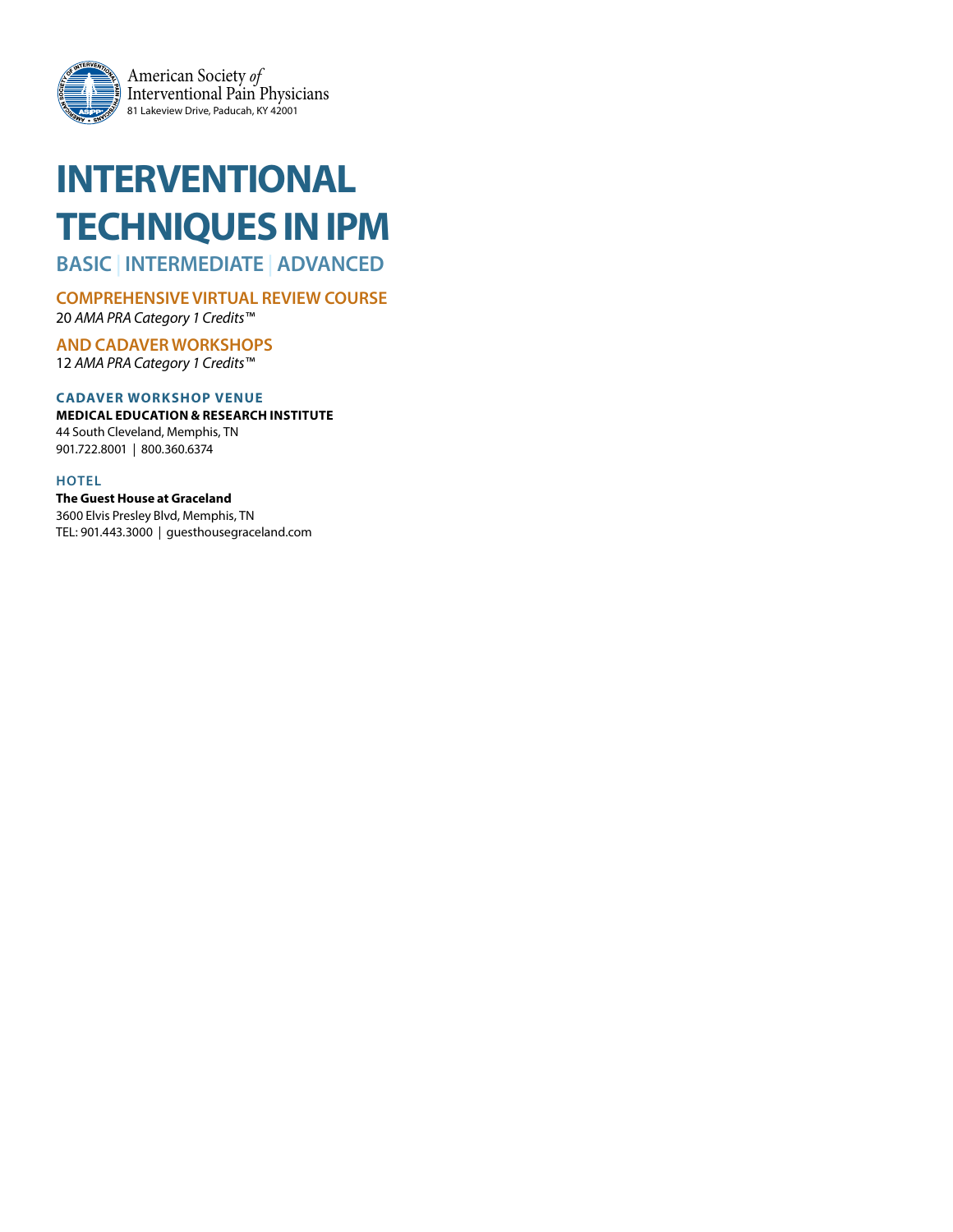American Society *of* Interventional Pain Physicians
81 Lakeview Drive, Paducah, KY 42001

# INTERVENTIONAL TECHNIQUES IN IPM

## BASIC | INTERMEDIATE | ADVANCED

### COMPREHENSIVE VIRTUAL REVIEW COURSE

20 *AMA PRA Category 1 Credits™*

### AND CADAVER WORKSHOPS

12 *AMA PRA Category 1 Credits™*

#### CADAVER WORKSHOP VENUE

**MEDICAL EDUCATION & RESEARCH INSTITUTE**
44 South Cleveland, Memphis, TN
901.722.8001 | 800.360.6374

#### HOTEL

**The Guest House at Graceland**
3600 Elvis Presley Blvd, Memphis, TN
TEL: 901.443.3000 | guesthousegraceland.com